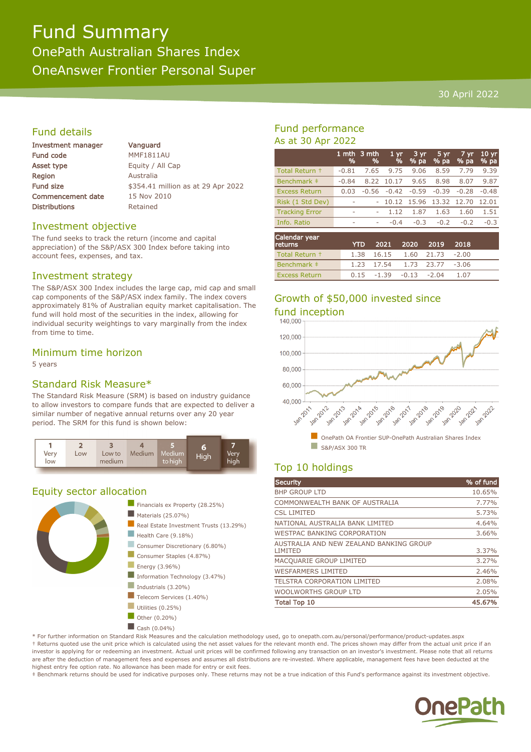# Fund Summary

## OnePath Australian Shares Index

## OneAnswer Frontier Personal Super

30 April 2022

## Fund details

| | |
|---|---|
| Investment manager | Vanguard |
| Fund code | MMF1811AU |
| Asset type | Equity / All Cap |
| Region | Australia |
| Fund size | $354.41 million as at 29 Apr 2022 |
| Commencement date | 15 Nov 2010 |
| Distributions | Retained |

## Investment objective

The fund seeks to track the return (income and capital appreciation) of the S&P/ASX 300 Index before taking into account fees, expenses, and tax.

## Investment strategy

The S&P/ASX 300 Index includes the large cap, mid cap and small cap components of the S&P/ASX index family. The index covers approximately 81% of Australian equity market capitalisation. The fund will hold most of the securities in the index, allowing for individual security weightings to vary marginally from the index from time to time.

## Minimum time horizon

5 years

## Standard Risk Measure*

The Standard Risk Measure (SRM) is based on industry guidance to allow investors to compare funds that are expected to deliver a similar number of negative annual returns over any 20 year period. The SRM for this fund is shown below:

| 1 Very low | 2 Low | 3 Low to medium | 4 Medium | 5 Medium to high | **6 High** | 7 Very high |
|---|---|---|---|---|---|---|

## Equity sector allocation

- Financials ex Property (28.25%)
- Materials (25.07%)
- Real Estate Investment Trusts (13.29%)
- Health Care (9.18%)
- Consumer Discretionary (6.80%)
- Consumer Staples (4.87%)
- Energy (3.96%)
- Information Technology (3.47%)
- Industrials (3.20%)
- Telecom Services (1.40%)
- Utilities (0.25%)
- Other (0.20%)
- Cash (0.04%)

## Fund performance

### As at 30 Apr 2022

| | 1 mth % | 3 mth % | 1 yr % | 3 yr % pa | 5 yr % pa | 7 yr % pa | 10 yr % pa |
|---|---|---|---|---|---|---|---|
| Total Return † | -0.81 | 7.65 | 9.75 | 9.06 | 8.59 | 7.79 | 9.39 |
| Benchmark ‡ | -0.84 | 8.22 | 10.17 | 9.65 | 8.98 | 8.07 | 9.87 |
| Excess Return | 0.03 | -0.56 | -0.42 | -0.59 | -0.39 | -0.28 | -0.48 |
| Risk (1 Std Dev) | - | - | 10.12 | 15.96 | 13.32 | 12.70 | 12.01 |
| Tracking Error | - | - | 1.12 | 1.87 | 1.63 | 1.60 | 1.51 |
| Info. Ratio | - | - | -0.4 | -0.3 | -0.2 | -0.2 | -0.3 |

| Calendar year returns | YTD | 2021 | 2020 | 2019 | 2018 |
|---|---|---|---|---|---|
| Total Return † | 1.38 | 16.15 | 1.60 | 21.73 | -2.00 |
| Benchmark ‡ | 1.23 | 17.54 | 1.73 | 23.77 | -3.06 |
| Excess Return | 0.15 | -1.39 | -0.13 | -2.04 | 1.07 |

## Growth of $50,000 invested since fund inception

- OnePath OA Frontier SUP-OnePath Australian Shares Index
- S&P/ASX 300 TR

## Top 10 holdings

| Security | % of fund |
|---|---|
| BHP GROUP LTD | 10.65% |
| COMMONWEALTH BANK OF AUSTRALIA | 7.77% |
| CSL LIMITED | 5.73% |
| NATIONAL AUSTRALIA BANK LIMITED | 4.64% |
| WESTPAC BANKING CORPORATION | 3.66% |
| AUSTRALIA AND NEW ZEALAND BANKING GROUP LIMITED | 3.37% |
| MACQUARIE GROUP LIMITED | 3.27% |
| WESFARMERS LIMITED | 2.46% |
| TELSTRA CORPORATION LIMITED | 2.08% |
| WOOLWORTHS GROUP LTD | 2.05% |
| **Total Top 10** | **45.67%** |

\* For further information on Standard Risk Measures and the calculation methodology used, go to onepath.com.au/personal/performance/product-updates.aspx

† Returns quoted use the unit price which is calculated using the net asset values for the relevant month end. The prices shown may differ from the actual unit price if an investor is applying for or redeeming an investment. Actual unit prices will be confirmed following any transaction on an investor's investment. Please note that all returns are after the deduction of management fees and expenses and assumes all distributions are re-invested. Where applicable, management fees have been deducted at the highest entry fee option rate. No allowance has been made for entry or exit fees.

‡ Benchmark returns should be used for indicative purposes only. These returns may not be a true indication of this Fund's performance against its investment objective.

OnePath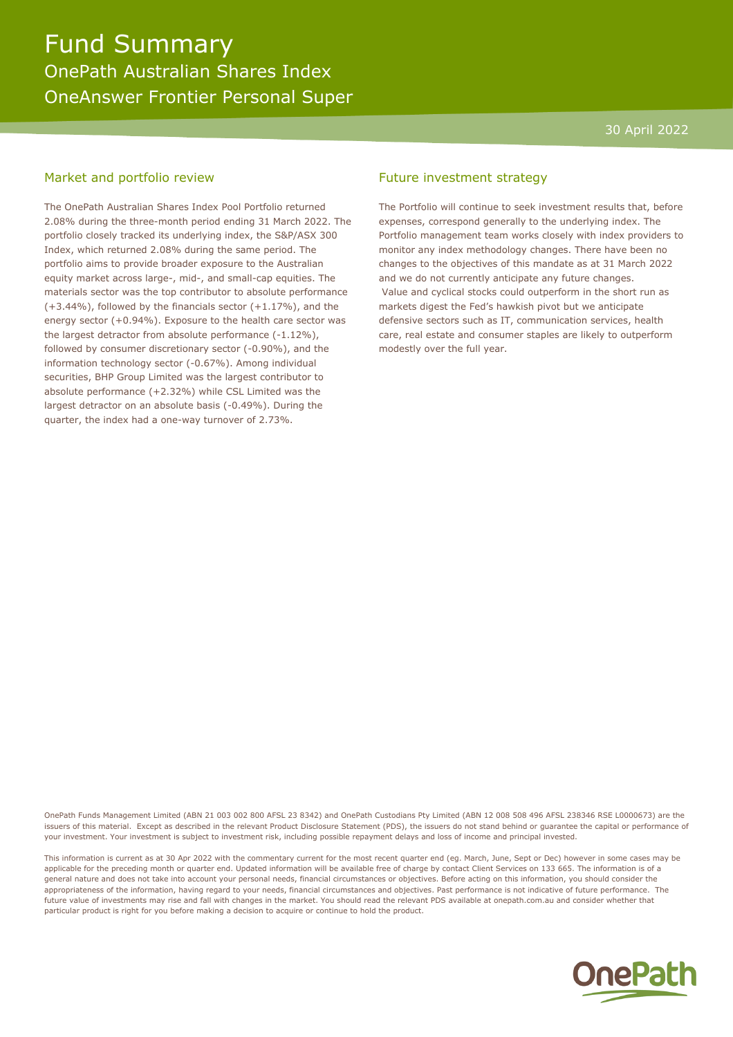# Fund Summary

## OnePath Australian Shares Index

## OneAnswer Frontier Personal Super

30 April 2022

### Market and portfolio review

The OnePath Australian Shares Index Pool Portfolio returned 2.08% during the three-month period ending 31 March 2022. The portfolio closely tracked its underlying index, the S&P/ASX 300 Index, which returned 2.08% during the same period. The portfolio aims to provide broader exposure to the Australian equity market across large-, mid-, and small-cap equities. The materials sector was the top contributor to absolute performance (+3.44%), followed by the financials sector (+1.17%), and the energy sector (+0.94%). Exposure to the health care sector was the largest detractor from absolute performance (-1.12%), followed by consumer discretionary sector (-0.90%), and the information technology sector (-0.67%). Among individual securities, BHP Group Limited was the largest contributor to absolute performance (+2.32%) while CSL Limited was the largest detractor on an absolute basis (-0.49%). During the quarter, the index had a one-way turnover of 2.73%.

### Future investment strategy

The Portfolio will continue to seek investment results that, before expenses, correspond generally to the underlying index. The Portfolio management team works closely with index providers to monitor any index methodology changes. There have been no changes to the objectives of this mandate as at 31 March 2022 and we do not currently anticipate any future changes.

Value and cyclical stocks could outperform in the short run as markets digest the Fed's hawkish pivot but we anticipate defensive sectors such as IT, communication services, health care, real estate and consumer staples are likely to outperform modestly over the full year.

OnePath Funds Management Limited (ABN 21 003 002 800 AFSL 23 8342) and OnePath Custodians Pty Limited (ABN 12 008 508 496 AFSL 238346 RSE L0000673) are the issuers of this material. Except as described in the relevant Product Disclosure Statement (PDS), the issuers do not stand behind or guarantee the capital or performance of your investment. Your investment is subject to investment risk, including possible repayment delays and loss of income and principal invested.

This information is current as at 30 Apr 2022 with the commentary current for the most recent quarter end (eg. March, June, Sept or Dec) however in some cases may be applicable for the preceding month or quarter end. Updated information will be available free of charge by contact Client Services on 133 665. The information is of a general nature and does not take into account your personal needs, financial circumstances or objectives. Before acting on this information, you should consider the appropriateness of the information, having regard to your needs, financial circumstances and objectives. Past performance is not indicative of future performance. The future value of investments may rise and fall with changes in the market. You should read the relevant PDS available at onepath.com.au and consider whether that particular product is right for you before making a decision to acquire or continue to hold the product.